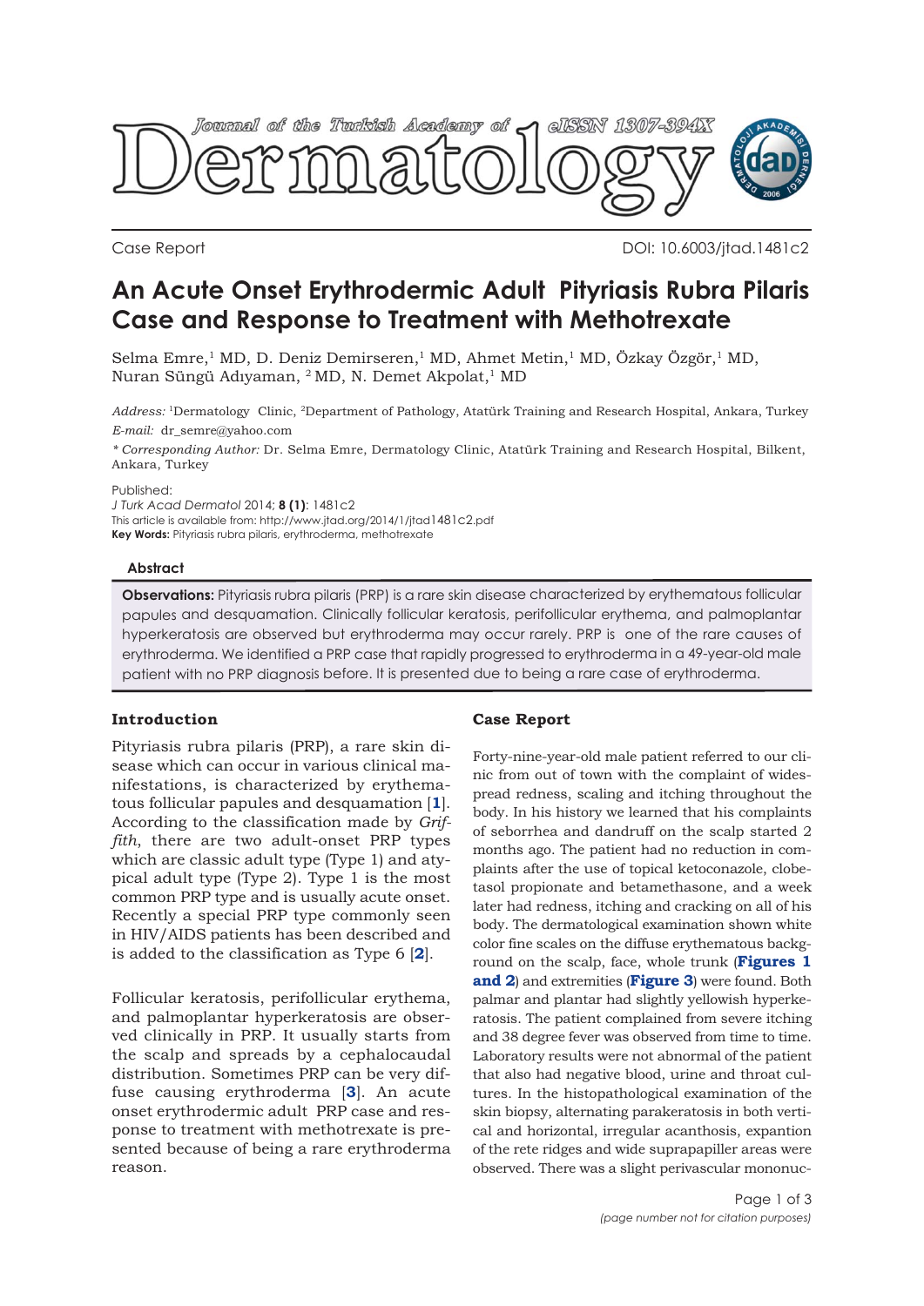Case Report

DOI: 10.6003/jtad.1481c2

# An Acute Onset Erythrodermic Adult Pityriasis Rubra Pilaris Case and Response to Treatment with Methotrexate

Selma Emre,[1] MD, D. Deniz Demirseren,[1] MD, Ahmet Metin,[1] MD, Özkay Özgör,[1] MD, Nuran Süngü Adıyaman, [2] MD, N. Demet Akpolat,[1] MD

*Address:* [1]Dermatology Clinic, [2]Department of Pathology, Atatürk Training and Research Hospital, Ankara, Turkey
*E-mail:* dr_semre@yahoo.com

*\* Corresponding Author:* Dr. Selma Emre, Dermatology Clinic, Atatürk Training and Research Hospital, Bilkent, Ankara, Turkey

Published:
*J Turk Acad Dermatol* 2014; **8 (1)**: 1481c2
This article is available from: http://www.jtad.org/2014/1/jtad1481c2.pdf
**Key Words:** Pityriasis rubra pilaris, erythroderma, methotrexate

### Abstract

**Observations:** Pityriasis rubra pilaris (PRP) is a rare skin disease characterized by erythematous follicular papules and desquamation. Clinically follicular keratosis, perifollicular erythema, and palmoplantar hyperkeratosis are observed but erythroderma may occur rarely. PRP is one of the rare causes of erythroderma. We identified a PRP case that rapidly progressed to erythroderma in a 49-year-old male patient with no PRP diagnosis before. It is presented due to being a rare case of erythroderma.

## Introduction

Pityriasis rubra pilaris (PRP), a rare skin disease which can occur in various clinical manifestations, is characterized by erythematous follicular papules and desquamation [1]. According to the classification made by *Griffith*, there are two adult-onset PRP types which are classic adult type (Type 1) and atypical adult type (Type 2). Type 1 is the most common PRP type and is usually acute onset. Recently a special PRP type commonly seen in HIV/AIDS patients has been described and is added to the classification as Type 6 [2].

Follicular keratosis, perifollicular erythema, and palmoplantar hyperkeratosis are observed clinically in PRP. It usually starts from the scalp and spreads by a cephalocaudal distribution. Sometimes PRP can be very diffuse causing erythroderma [3]. An acute onset erythrodermic adult PRP case and response to treatment with methotrexate is presented because of being a rare erythroderma reason.

## Case Report

Forty-nine-year-old male patient referred to our clinic from out of town with the complaint of widespread redness, scaling and itching throughout the body. In his history we learned that his complaints of seborrhea and dandruff on the scalp started 2 months ago. The patient had no reduction in complaints after the use of topical ketoconazole, clobetasol propionate and betamethasone, and a week later had redness, itching and cracking on all of his body. The dermatological examination shown white color fine scales on the diffuse erythematous background on the scalp, face, whole trunk (**Figures 1 and 2**) and extremities (**Figure 3**) were found. Both palmar and plantar had slightly yellowish hyperkeratosis. The patient complained from severe itching and 38 degree fever was observed from time to time. Laboratory results were not abnormal of the patient that also had negative blood, urine and throat cultures. In the histopathological examination of the skin biopsy, alternating parakeratosis in both vertical and horizontal, irregular acanthosis, expantion of the rete ridges and wide suprapapiller areas were observed. There was a slight perivascular mononuc-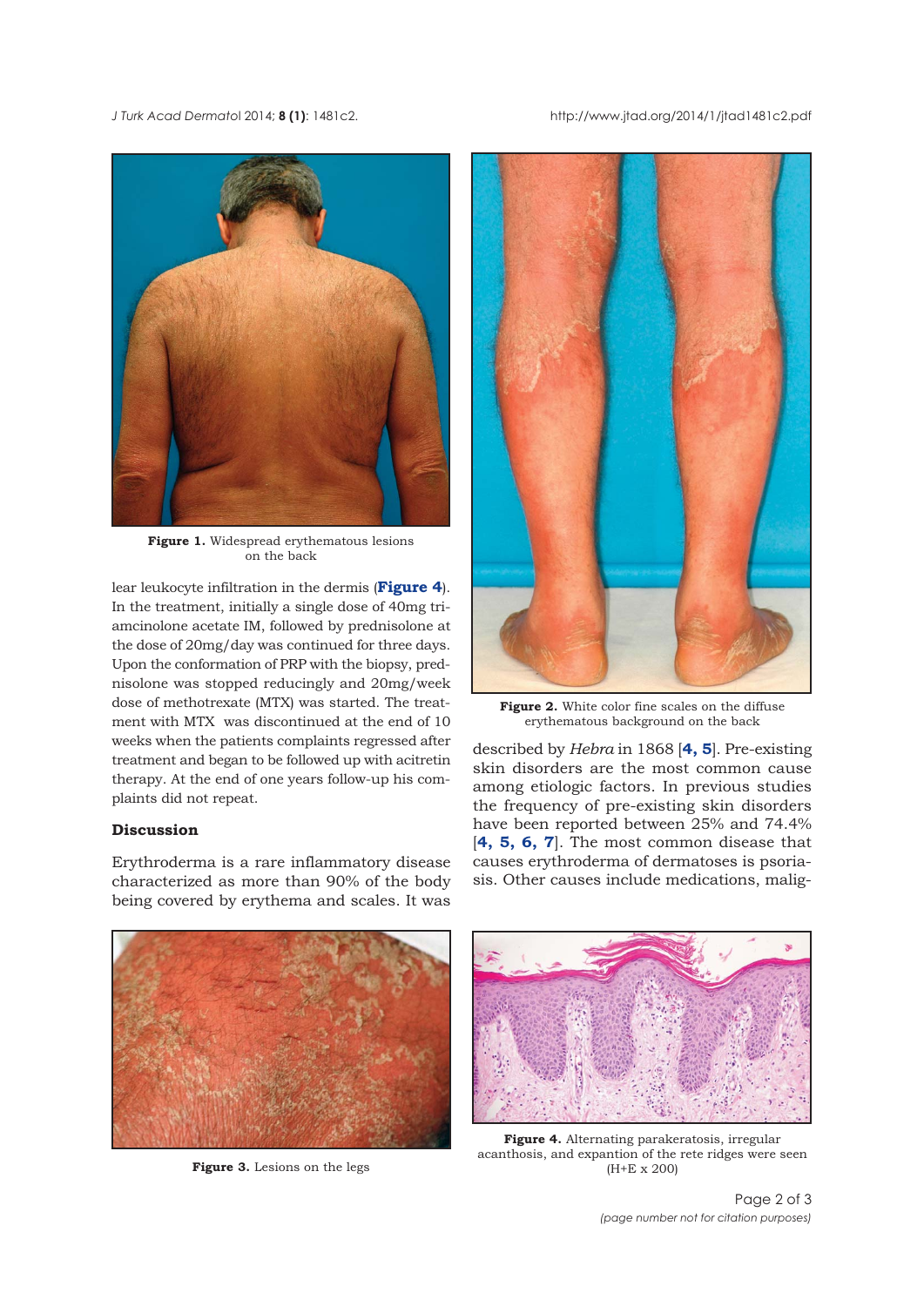Figure 1. Widespread erythematous lesions on the back

lear leukocyte infiltration in the dermis (**Figure 4**). In the treatment, initially a single dose of 40mg triamcinolone acetate IM, followed by prednisolone at the dose of 20mg/day was continued for three days. Upon the conformation of PRP with the biopsy, prednisolone was stopped reducingly and 20mg/week dose of methotrexate (MTX) was started. The treatment with MTX was discontinued at the end of 10 weeks when the patients complaints regressed after treatment and began to be followed up with acitretin therapy. At the end of one years follow-up his complaints did not repeat.

## Discussion

Erythroderma is a rare inflammatory disease characterized as more than 90% of the body being covered by erythema and scales. It was

Figure 2. White color fine scales on the diffuse erythematous background on the back

described by *Hebra* in 1868 [**4, 5**]. Pre-existing skin disorders are the most common cause among etiologic factors. In previous studies the frequency of pre-existing skin disorders have been reported between 25% and 74.4% [**4, 5, 6, 7**]. The most common disease that causes erythroderma of dermatoses is psoriasis. Other causes include medications, malig-

Figure 3. Lesions on the legs

Figure 4. Alternating parakeratosis, irregular acanthosis, and expantion of the rete ridges were seen (H+E x 200)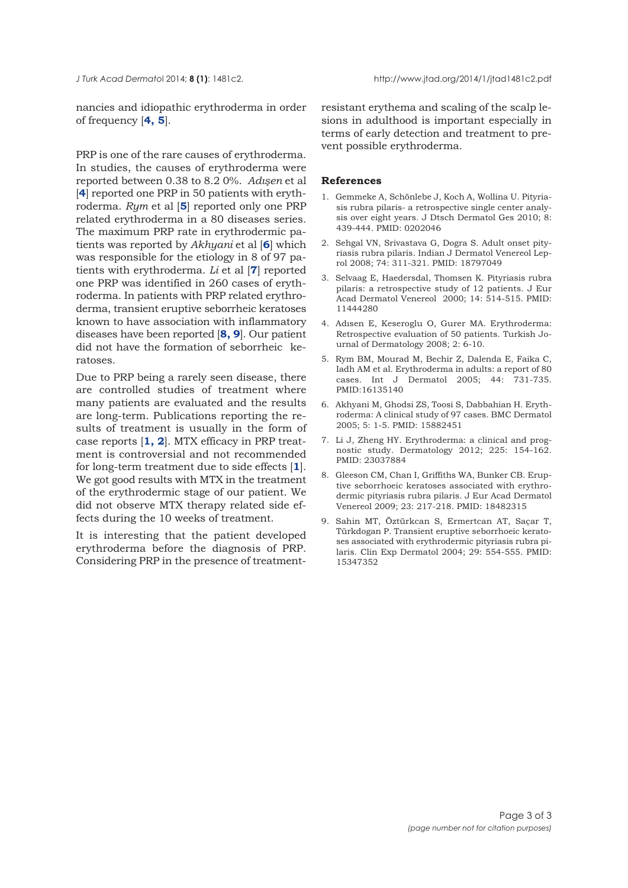nancies and idiopathic erythroderma in order of frequency [**4, 5**].

PRP is one of the rare causes of erythroderma. In studies, the causes of erythroderma were reported between 0.38 to 8.2 0%. *Adışen* et al [**4**] reported one PRP in 50 patients with erythroderma. *Rym* et al [**5**] reported only one PRP related erythroderma in a 80 diseases series. The maximum PRP rate in erythrodermic patients was reported by *Akhyani* et al [**6**] which was responsible for the etiology in 8 of 97 patients with erythroderma. *Li* et al [**7**] reported one PRP was identified in 260 cases of erythroderma. In patients with PRP related erythroderma, transient eruptive seborrheic keratoses known to have association with inflammatory diseases have been reported [**8, 9**]. Our patient did not have the formation of seborrheic keratoses.

Due to PRP being a rarely seen disease, there are controlled studies of treatment where many patients are evaluated and the results are long-term. Publications reporting the results of treatment is usually in the form of case reports [**1, 2**]. MTX efficacy in PRP treatment is controversial and not recommended for long-term treatment due to side effects [**1**]. We got good results with MTX in the treatment of the erythrodermic stage of our patient. We did not observe MTX therapy related side effects during the 10 weeks of treatment.

It is interesting that the patient developed erythroderma before the diagnosis of PRP. Considering PRP in the presence of treatment-resistant erythema and scaling of the scalp lesions in adulthood is important especially in terms of early detection and treatment to prevent possible erythroderma.

## References

1. Gemmeke A, Schönlebe J, Koch A, Wollina U. Pityriasis rubra pilaris- a retrospective single center analysis over eight years. J Dtsch Dermatol Ges 2010; 8: 439-444. PMID: 0202046
2. Sehgal VN, Srivastava G, Dogra S. Adult onset pityriasis rubra pilaris. Indian J Dermatol Venereol Leprol 2008; 74: 311-321. PMID: 18797049
3. Selvaag E, Haedersdal, Thomsen K. Pityriasis rubra pilaris: a retrospective study of 12 patients. J Eur Acad Dermatol Venereol 2000; 14: 514-515. PMID: 11444280
4. Adısen E, Keseroglu O, Gurer MA. Erythroderma: Retrospective evaluation of 50 patients. Turkish Journal of Dermatology 2008; 2: 6-10.
5. Rym BM, Mourad M, Bechir Z, Dalenda E, Faika C, Iadh AM et al. Erythroderma in adults: a report of 80 cases. Int J Dermatol 2005; 44: 731-735. PMID:16135140
6. Akhyani M, Ghodsi ZS, Toosi S, Dabbahian H. Erythroderma: A clinical study of 97 cases. BMC Dermatol 2005; 5: 1-5. PMID: 15882451
7. Li J, Zheng HY. Erythroderma: a clinical and prognostic study. Dermatology 2012; 225: 154-162. PMID: 23037884
8. Gleeson CM, Chan I, Griffiths WA, Bunker CB. Eruptive seborrhoeic keratoses associated with erythrodermic pityriasis rubra pilaris. J Eur Acad Dermatol Venereol 2009; 23: 217-218. PMID: 18482315
9. Sahin MT, Öztürkcan S, Ermertcan AT, Saçar T, Türkdogan P. Transient eruptive seborrhoeic keratoses associated with erythrodermic pityriasis rubra pilaris. Clin Exp Dermatol 2004; 29: 554-555. PMID: 15347352